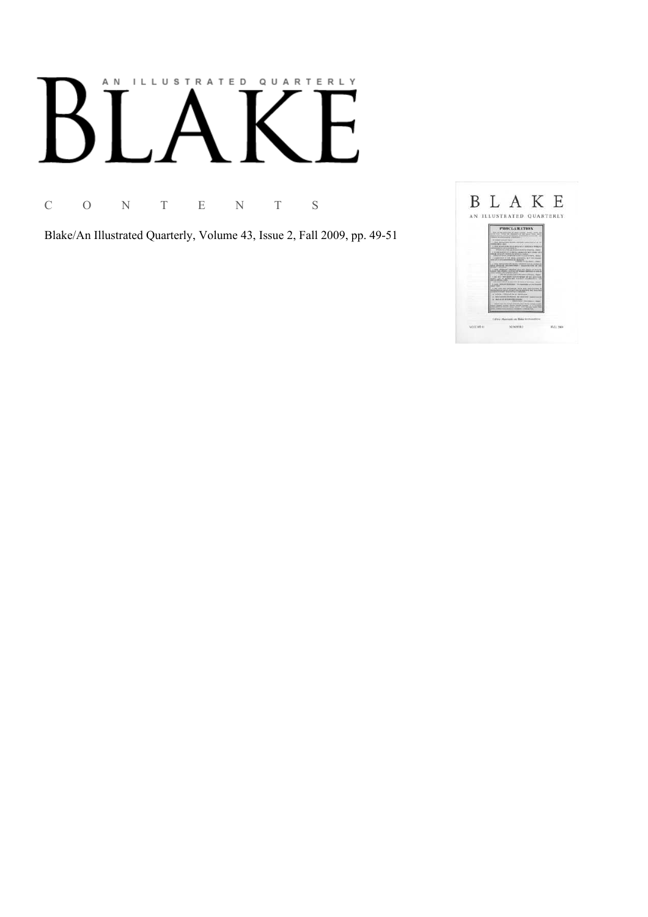# AN ILLUSTRATED QUARTERLY

# BLAKE

C O N T E N T S

Blake/An Illustrated Quarterly, Volume 43, Issue 2, Fall 2009, pp. 49-51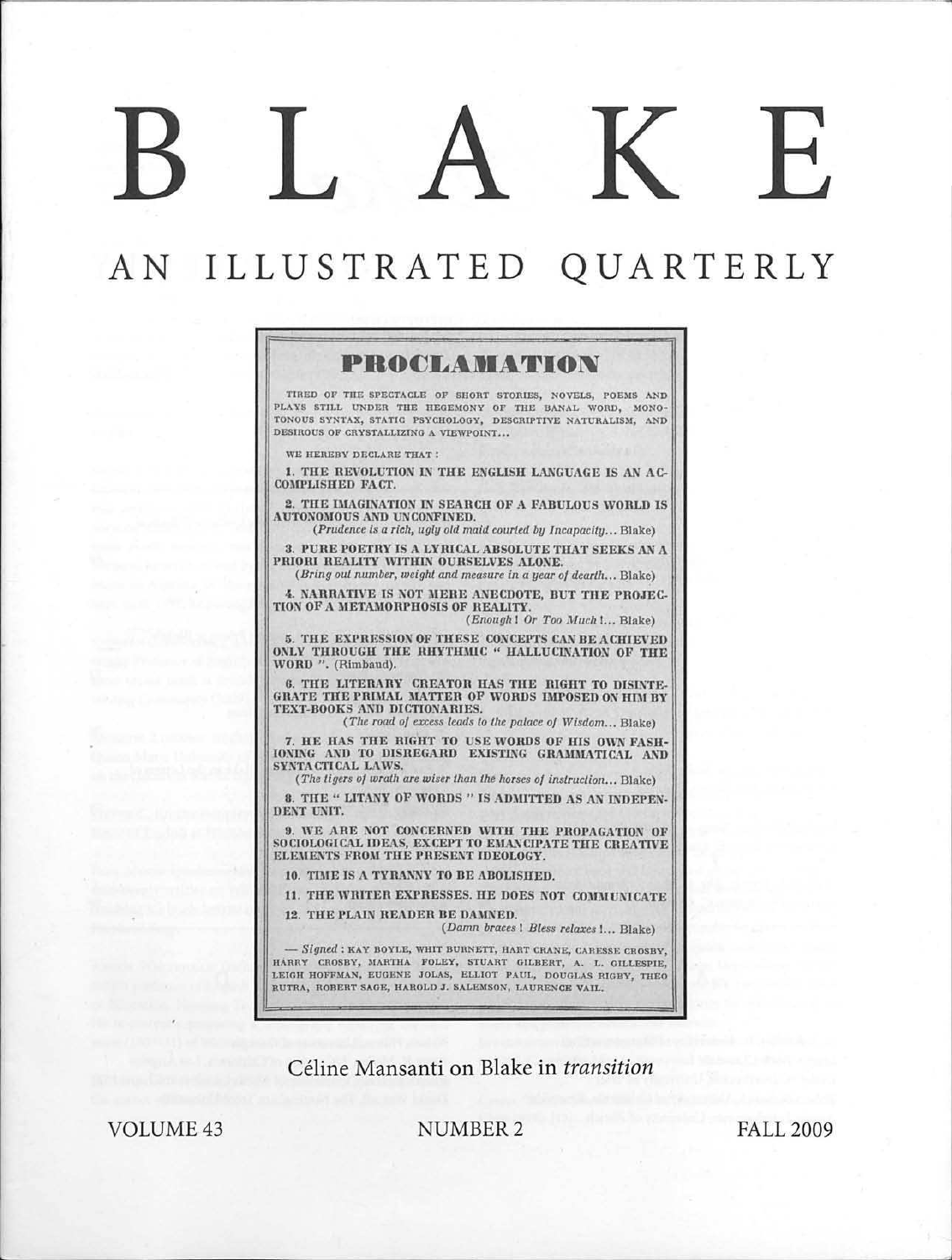# B L A K E

## AN ILLUSTRATED QUARTERLY

### PROCLAMATION

TIRED OF THE SPECTACLE OF SHORT STORIES, NOVELS, POEMS AND PLAYS STILL UNDER THE HEGEMONY OF THE BANAL WORD, MONOTONOUS SYNTAX, STATIC PSYCHOLOGY, DESCRIPTIVE NATURALISM, AND DESIROUS OF CRYSTALLIZING A VIEWPOINT...

WE HEREBY DECLARE THAT :

1. THE REVOLUTION IN THE ENGLISH LANGUAGE IS AN ACCOMPLISHED FACT.

2. THE IMAGINATION IN SEARCH OF A FABULOUS WORLD IS AUTONOMOUS AND UNCONFINED.
(*Prudence is a rich, ugly old maid courted by Incapacity...* Blake)

3. PURE POETRY IS A LYRICAL ABSOLUTE THAT SEEKS AN A PRIORI REALITY WITHIN OURSELVES ALONE.
(*Bring out number, weight and measure in a year of dearth...* Blake)

4. NARRATIVE IS NOT MERE ANECDOTE, BUT THE PROJECTION OF A METAMORPHOSIS OF REALITY.
(*Enough! Or Too Much!...* Blake)

5. THE EXPRESSION OF THESE CONCEPTS CAN BE ACHIEVED ONLY THROUGH THE RHYTHMIC " HALLUCINATION OF THE WORD ". (Rimbaud).

6. THE LITERARY CREATOR HAS THE RIGHT TO DISINTEGRATE THE PRIMAL MATTER OF WORDS IMPOSED ON HIM BY TEXT-BOOKS AND DICTIONARIES.
(*The road of excess leads to the palace of Wisdom...* Blake)

7. HE HAS THE RIGHT TO USE WORDS OF HIS OWN FASHIONING AND TO DISREGARD EXISTING GRAMMATICAL AND SYNTACTICAL LAWS.
(*The tigers of wrath are wiser than the horses of instruction...* Blake)

8. THE " LITANY OF WORDS " IS ADMITTED AS AN INDEPENDENT UNIT.

9. WE ARE NOT CONCERNED WITH THE PROPAGATION OF SOCIOLOGICAL IDEAS, EXCEPT TO EMANCIPATE THE CREATIVE ELEMENTS FROM THE PRESENT IDEOLOGY.

10. TIME IS A TYRANNY TO BE ABOLISHED.

11. THE WRITER EXPRESSES. HE DOES NOT COMMUNICATE

12. THE PLAIN READER BE DAMNED.
(*Damn braces! Bless relaxes!...* Blake)

— *Signed* : KAY BOYLE, WHIT BURNETT, HART CRANE, CARESSE CROSBY, HARRY CROSBY, MARTHA FOLEY, STUART GILBERT, A. L. GILLESPIE, LEIGH HOFFMAN, EUGENE JOLAS, ELLIOT PAUL, DOUGLAS RIGBY, THEO RUTRA, ROBERT SAGE, HAROLD J. SALEMSON, LAURENCE VAIL.

Céline Mansanti on Blake in *transition*

VOLUME 43 NUMBER 2 FALL 2009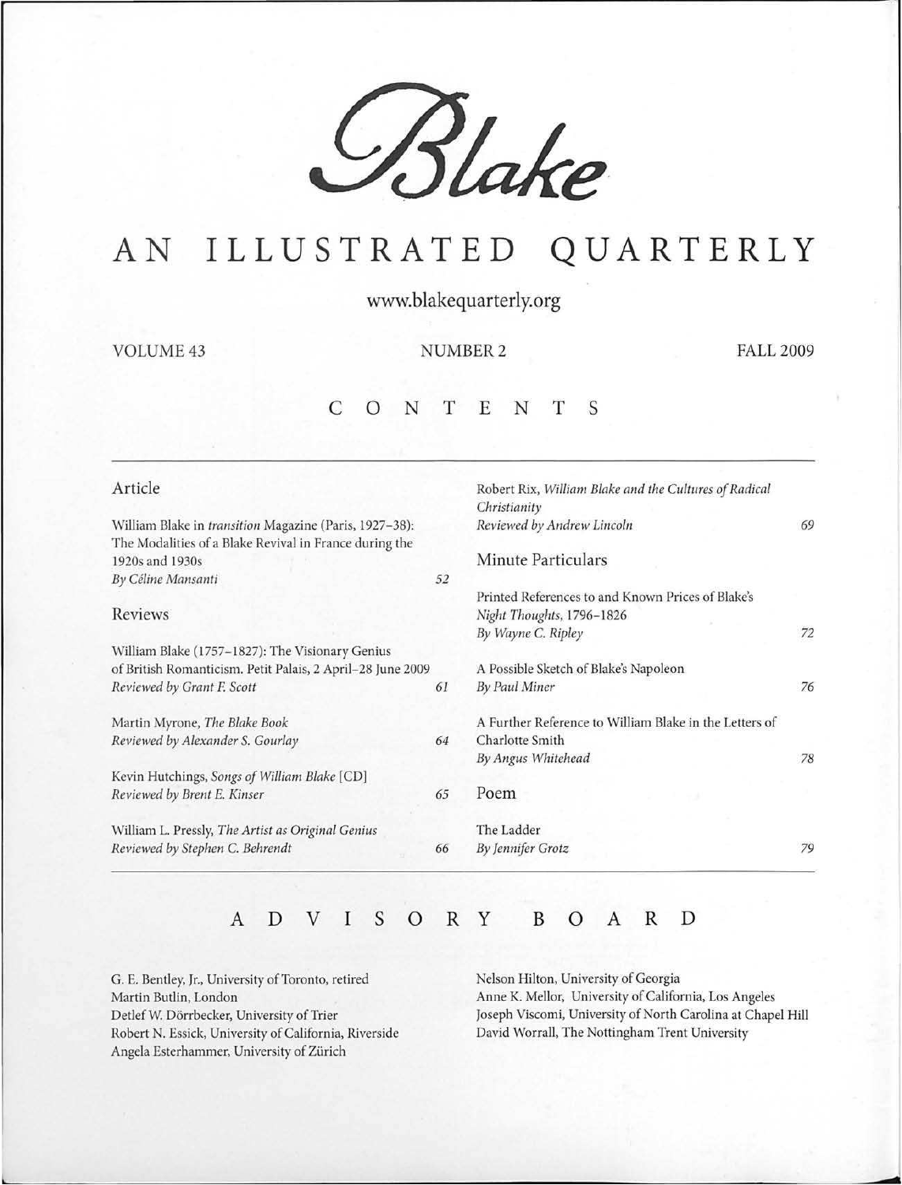# Blake

## AN ILLUSTRATED QUARTERLY

www.blakequarterly.org

VOLUME 43 NUMBER 2 FALL 2009

## CONTENTS

### Article

William Blake in *transition* Magazine (Paris, 1927–38): The Modalities of a Blake Revival in France during the 1920s and 1930s
*By Céline Mansanti* 52

### Reviews

William Blake (1757–1827): The Visionary Genius of British Romanticism. Petit Palais, 2 April–28 June 2009
*Reviewed by Grant F. Scott* 61

Martin Myrone, *The Blake Book*
*Reviewed by Alexander S. Gourlay* 64

Kevin Hutchings, *Songs of William Blake* [CD]
*Reviewed by Brent E. Kinser* 65

William L. Pressly, *The Artist as Original Genius*
*Reviewed by Stephen C. Behrendt* 66

Robert Rix, *William Blake and the Cultures of Radical Christianity*
*Reviewed by Andrew Lincoln* 69

### Minute Particulars

Printed References to and Known Prices of Blake's *Night Thoughts*, 1796–1826
*By Wayne C. Ripley* 72

A Possible Sketch of Blake's Napoleon
*By Paul Miner* 76

A Further Reference to William Blake in the Letters of Charlotte Smith
*By Angus Whitehead* 78

### Poem

The Ladder
*By Jennifer Grotz* 79

## ADVISORY BOARD

G. E. Bentley, Jr., University of Toronto, retired
Martin Butlin, London
Detlef W. Dörrbecker, University of Trier
Robert N. Essick, University of California, Riverside
Angela Esterhammer, University of Zürich
Nelson Hilton, University of Georgia
Anne K. Mellor, University of California, Los Angeles
Joseph Viscomi, University of North Carolina at Chapel Hill
David Worrall, The Nottingham Trent University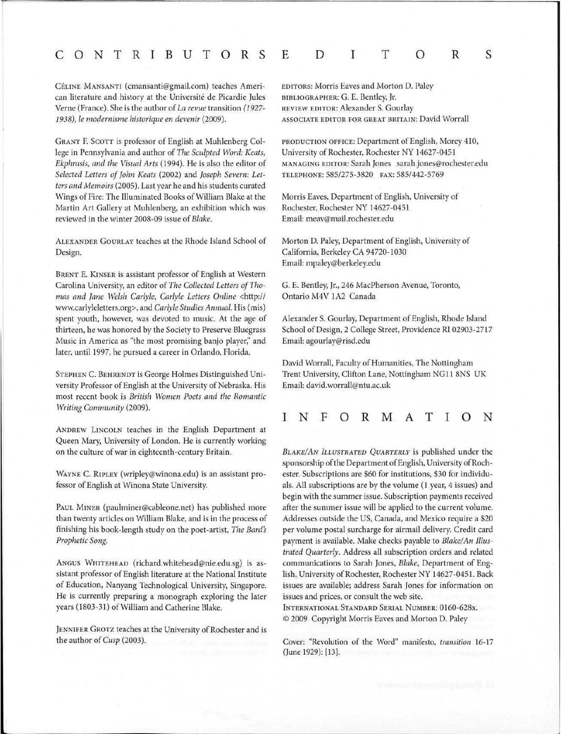# CONTRIBUTORS

Céline Mansanti (cmansanti@gmail.com) teaches American literature and history at the Université de Picardie Jules Verne (France). She is the author of *La revue* transition *(1927-1938), le modernisme historique en devenir* (2009).

Grant F. Scott is professor of English at Muhlenberg College in Pennsylvania and author of *The Sculpted Word: Keats, Ekphrasis, and the Visual Arts* (1994). He is also the editor of *Selected Letters of John Keats* (2002) and *Joseph Severn: Letters and Memoirs* (2005). Last year he and his students curated Wings of Fire: The Illuminated Books of William Blake at the Martin Art Gallery at Muhlenberg, an exhibition which was reviewed in the winter 2008-09 issue of *Blake*.

Alexander Gourlay teaches at the Rhode Island School of Design.

Brent E. Kinser is assistant professor of English at Western Carolina University, an editor of *The Collected Letters of Thomas and Jane Welsh Carlyle, Carlyle Letters Online* <http://www.carlyleletters.org>, and *Carlyle Studies Annual*. His (mis) spent youth, however, was devoted to music. At the age of thirteen, he was honored by the Society to Preserve Bluegrass Music in America as "the most promising banjo player," and later, until 1997, he pursued a career in Orlando, Florida.

Stephen C. Behrendt is George Holmes Distinguished University Professor of English at the University of Nebraska. His most recent book is *British Women Poets and the Romantic Writing Community* (2009).

Andrew Lincoln teaches in the English Department at Queen Mary, University of London. He is currently working on the culture of war in eighteenth-century Britain.

Wayne C. Ripley (wripley@winona.edu) is an assistant professor of English at Winona State University.

Paul Miner (paulminer@cableone.net) has published more than twenty articles on William Blake, and is in the process of finishing his book-length study on the poet-artist, *The Bard's Prophetic Song*.

Angus Whitehead (richard.whitehead@nie.edu.sg) is assistant professor of English literature at the National Institute of Education, Nanyang Technological University, Singapore. He is currently preparing a monograph exploring the later years (1803-31) of William and Catherine Blake.

Jennifer Grotz teaches at the University of Rochester and is the author of *Cusp* (2003).

# EDITORS

Editors: Morris Eaves and Morton D. Paley
Bibliographer: G. E. Bentley, Jr.
Review Editor: Alexander S. Gourlay
Associate Editor for Great Britain: David Worrall

Production Office: Department of English, Morey 410, University of Rochester, Rochester NY 14627-0451
Managing Editor: Sarah Jones sarah.jones@rochester.edu
Telephone: 585/275-3820 Fax: 585/442-5769

Morris Eaves, Department of English, University of Rochester, Rochester NY 14627-0451
Email: meav@mail.rochester.edu

Morton D. Paley, Department of English, University of California, Berkeley CA 94720-1030
Email: mpaley@berkeley.edu

G. E. Bentley, Jr., 246 MacPherson Avenue, Toronto, Ontario M4V 1A2 Canada

Alexander S. Gourlay, Department of English, Rhode Island School of Design, 2 College Street, Providence RI 02903-2717
Email: agourlay@risd.edu

David Worrall, Faculty of Humanities, The Nottingham Trent University, Clifton Lane, Nottingham NG11 8NS UK
Email: david.worrall@ntu.ac.uk

# INFORMATION

*Blake/An Illustrated Quarterly* is published under the sponsorship of the Department of English, University of Rochester. Subscriptions are $60 for institutions, $30 for individuals. All subscriptions are by the volume (1 year, 4 issues) and begin with the summer issue. Subscription payments received after the summer issue will be applied to the current volume. Addresses outside the US, Canada, and Mexico require a $20 per volume postal surcharge for airmail delivery. Credit card payment is available. Make checks payable to *Blake/An Illustrated Quarterly*. Address all subscription orders and related communications to Sarah Jones, *Blake*, Department of English, University of Rochester, Rochester NY 14627-0451. Back issues are available; address Sarah Jones for information on issues and prices, or consult the web site.

International Standard Serial Number: 0160-628x.
© 2009 Copyright Morris Eaves and Morton D. Paley

Cover: "Revolution of the Word" manifesto, *transition* 16-17 (June 1929): [13].